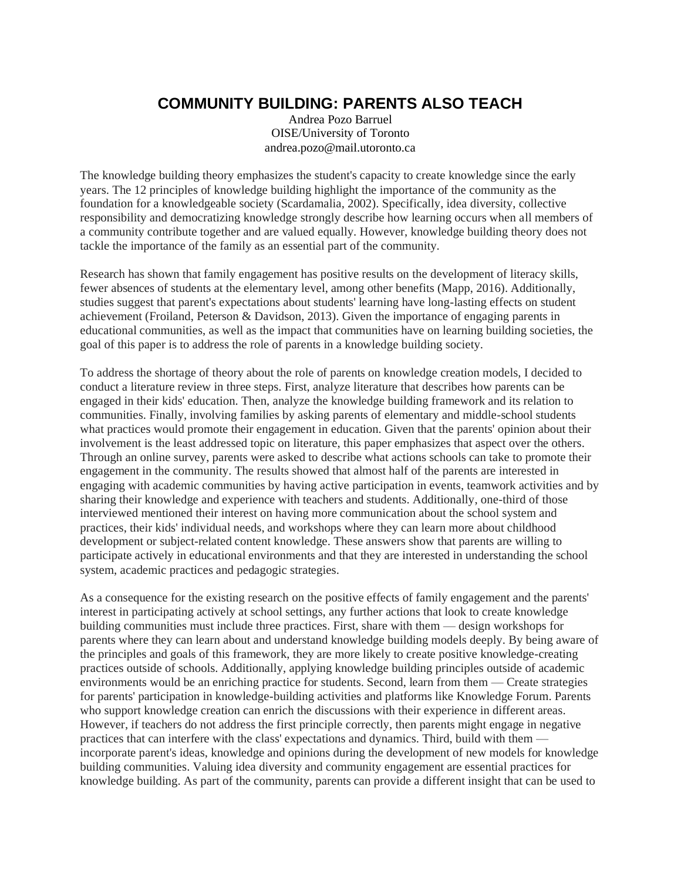# COMMUNITY BUILDING: PARENTS ALSO TEACH

Andrea Pozo Barruel
OISE/University of Toronto
andrea.pozo@mail.utoronto.ca

The knowledge building theory emphasizes the student's capacity to create knowledge since the early years. The 12 principles of knowledge building highlight the importance of the community as the foundation for a knowledgeable society (Scardamalia, 2002). Specifically, idea diversity, collective responsibility and democratizing knowledge strongly describe how learning occurs when all members of a community contribute together and are valued equally. However, knowledge building theory does not tackle the importance of the family as an essential part of the community.

Research has shown that family engagement has positive results on the development of literacy skills, fewer absences of students at the elementary level, among other benefits (Mapp, 2016). Additionally, studies suggest that parent's expectations about students' learning have long-lasting effects on student achievement (Froiland, Peterson & Davidson, 2013). Given the importance of engaging parents in educational communities, as well as the impact that communities have on learning building societies, the goal of this paper is to address the role of parents in a knowledge building society.

To address the shortage of theory about the role of parents on knowledge creation models, I decided to conduct a literature review in three steps. First, analyze literature that describes how parents can be engaged in their kids' education. Then, analyze the knowledge building framework and its relation to communities. Finally, involving families by asking parents of elementary and middle-school students what practices would promote their engagement in education. Given that the parents' opinion about their involvement is the least addressed topic on literature, this paper emphasizes that aspect over the others. Through an online survey, parents were asked to describe what actions schools can take to promote their engagement in the community. The results showed that almost half of the parents are interested in engaging with academic communities by having active participation in events, teamwork activities and by sharing their knowledge and experience with teachers and students. Additionally, one-third of those interviewed mentioned their interest on having more communication about the school system and practices, their kids' individual needs, and workshops where they can learn more about childhood development or subject-related content knowledge. These answers show that parents are willing to participate actively in educational environments and that they are interested in understanding the school system, academic practices and pedagogic strategies.

As a consequence for the existing research on the positive effects of family engagement and the parents' interest in participating actively at school settings, any further actions that look to create knowledge building communities must include three practices. First, share with them — design workshops for parents where they can learn about and understand knowledge building models deeply. By being aware of the principles and goals of this framework, they are more likely to create positive knowledge-creating practices outside of schools. Additionally, applying knowledge building principles outside of academic environments would be an enriching practice for students. Second, learn from them — Create strategies for parents' participation in knowledge-building activities and platforms like Knowledge Forum. Parents who support knowledge creation can enrich the discussions with their experience in different areas. However, if teachers do not address the first principle correctly, then parents might engage in negative practices that can interfere with the class' expectations and dynamics. Third, build with them — incorporate parent's ideas, knowledge and opinions during the development of new models for knowledge building communities. Valuing idea diversity and community engagement are essential practices for knowledge building. As part of the community, parents can provide a different insight that can be used to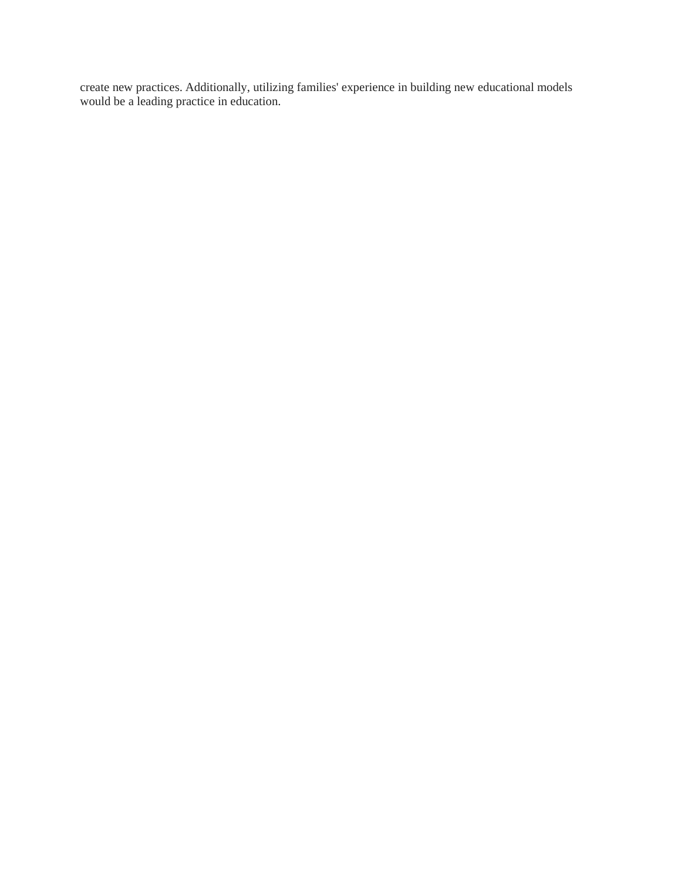create new practices. Additionally, utilizing families' experience in building new educational models would be a leading practice in education.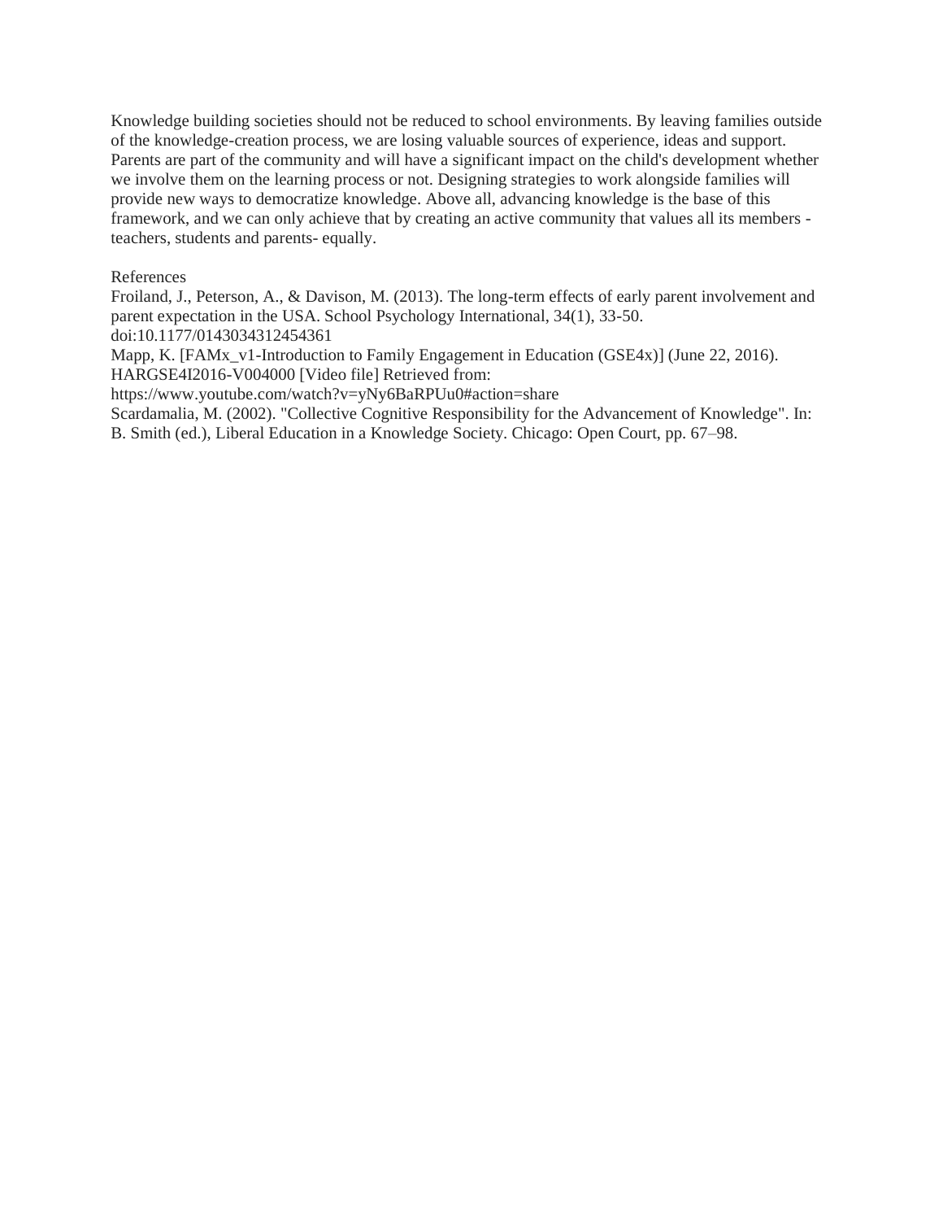Knowledge building societies should not be reduced to school environments. By leaving families outside of the knowledge-creation process, we are losing valuable sources of experience, ideas and support. Parents are part of the community and will have a significant impact on the child's development whether we involve them on the learning process or not. Designing strategies to work alongside families will provide new ways to democratize knowledge. Above all, advancing knowledge is the base of this framework, and we can only achieve that by creating an active community that values all its members - teachers, students and parents- equally.

References

Froiland, J., Peterson, A., & Davison, M. (2013). The long-term effects of early parent involvement and parent expectation in the USA. School Psychology International, 34(1), 33-50. doi:10.1177/0143034312454361

Mapp, K. [FAMx_v1-Introduction to Family Engagement in Education (GSE4x)] (June 22, 2016). HARGSE4I2016-V004000 [Video file] Retrieved from: https://www.youtube.com/watch?v=yNy6BaRPUu0#action=share

Scardamalia, M. (2002). "Collective Cognitive Responsibility for the Advancement of Knowledge". In: B. Smith (ed.), Liberal Education in a Knowledge Society. Chicago: Open Court, pp. 67–98.